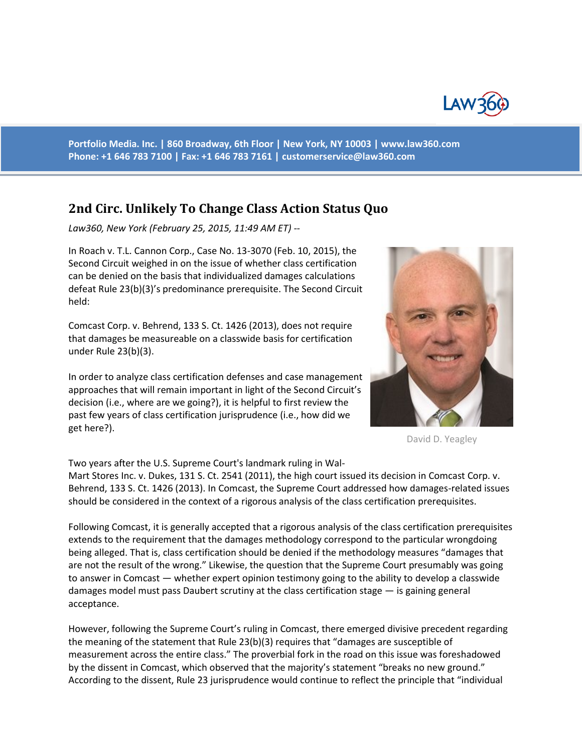Portfolio Media. Inc. | 860 Broadway, 6th Floor | New York, NY 10003 | www.law360.com
Phone: +1 646 783 7100 | Fax: +1 646 783 7161 | customerservice@law360.com

## 2nd Circ. Unlikely To Change Class Action Status Quo

*Law360, New York (February 25, 2015, 11:49 AM ET) --*

In Roach v. T.L. Cannon Corp., Case No. 13-3070 (Feb. 10, 2015), the Second Circuit weighed in on the issue of whether class certification can be denied on the basis that individualized damages calculations defeat Rule 23(b)(3)'s predominance prerequisite. The Second Circuit held:

Comcast Corp. v. Behrend, 133 S. Ct. 1426 (2013), does not require that damages be measureable on a classwide basis for certification under Rule 23(b)(3).

In order to analyze class certification defenses and case management approaches that will remain important in light of the Second Circuit's decision (i.e., where are we going?), it is helpful to first review the past few years of class certification jurisprudence (i.e., how did we get here?).

David D. Yeagley

Two years after the U.S. Supreme Court's landmark ruling in Wal-Mart Stores Inc. v. Dukes, 131 S. Ct. 2541 (2011), the high court issued its decision in Comcast Corp. v. Behrend, 133 S. Ct. 1426 (2013). In Comcast, the Supreme Court addressed how damages-related issues should be considered in the context of a rigorous analysis of the class certification prerequisites.

Following Comcast, it is generally accepted that a rigorous analysis of the class certification prerequisites extends to the requirement that the damages methodology correspond to the particular wrongdoing being alleged. That is, class certification should be denied if the methodology measures "damages that are not the result of the wrong." Likewise, the question that the Supreme Court presumably was going to answer in Comcast — whether expert opinion testimony going to the ability to develop a classwide damages model must pass Daubert scrutiny at the class certification stage — is gaining general acceptance.

However, following the Supreme Court's ruling in Comcast, there emerged divisive precedent regarding the meaning of the statement that Rule 23(b)(3) requires that "damages are susceptible of measurement across the entire class." The proverbial fork in the road on this issue was foreshadowed by the dissent in Comcast, which observed that the majority's statement "breaks no new ground." According to the dissent, Rule 23 jurisprudence would continue to reflect the principle that "individual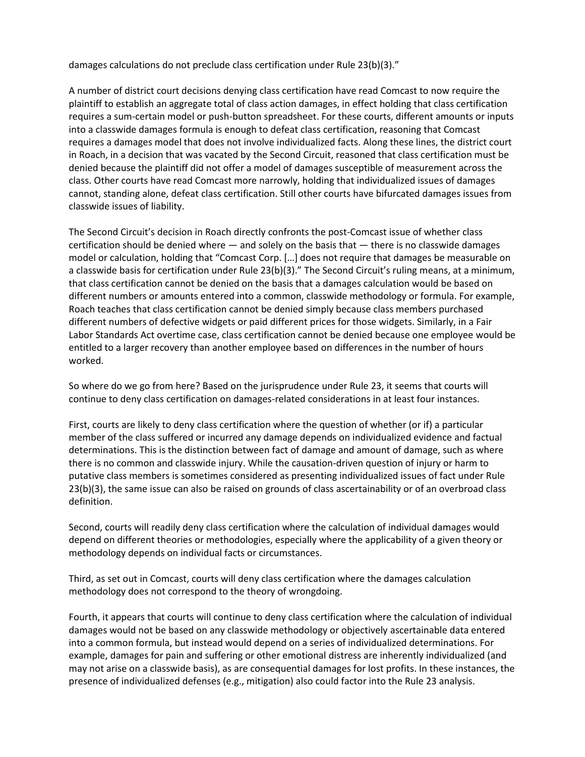damages calculations do not preclude class certification under Rule 23(b)(3)."

A number of district court decisions denying class certification have read Comcast to now require the plaintiff to establish an aggregate total of class action damages, in effect holding that class certification requires a sum-certain model or push-button spreadsheet. For these courts, different amounts or inputs into a classwide damages formula is enough to defeat class certification, reasoning that Comcast requires a damages model that does not involve individualized facts. Along these lines, the district court in Roach, in a decision that was vacated by the Second Circuit, reasoned that class certification must be denied because the plaintiff did not offer a model of damages susceptible of measurement across the class. Other courts have read Comcast more narrowly, holding that individualized issues of damages cannot, standing alone, defeat class certification. Still other courts have bifurcated damages issues from classwide issues of liability.

The Second Circuit's decision in Roach directly confronts the post-Comcast issue of whether class certification should be denied where — and solely on the basis that — there is no classwide damages model or calculation, holding that "Comcast Corp. […] does not require that damages be measurable on a classwide basis for certification under Rule 23(b)(3)." The Second Circuit's ruling means, at a minimum, that class certification cannot be denied on the basis that a damages calculation would be based on different numbers or amounts entered into a common, classwide methodology or formula. For example, Roach teaches that class certification cannot be denied simply because class members purchased different numbers of defective widgets or paid different prices for those widgets. Similarly, in a Fair Labor Standards Act overtime case, class certification cannot be denied because one employee would be entitled to a larger recovery than another employee based on differences in the number of hours worked.

So where do we go from here? Based on the jurisprudence under Rule 23, it seems that courts will continue to deny class certification on damages-related considerations in at least four instances.

First, courts are likely to deny class certification where the question of whether (or if) a particular member of the class suffered or incurred any damage depends on individualized evidence and factual determinations. This is the distinction between fact of damage and amount of damage, such as where there is no common and classwide injury. While the causation-driven question of injury or harm to putative class members is sometimes considered as presenting individualized issues of fact under Rule 23(b)(3), the same issue can also be raised on grounds of class ascertainability or of an overbroad class definition.

Second, courts will readily deny class certification where the calculation of individual damages would depend on different theories or methodologies, especially where the applicability of a given theory or methodology depends on individual facts or circumstances.

Third, as set out in Comcast, courts will deny class certification where the damages calculation methodology does not correspond to the theory of wrongdoing.

Fourth, it appears that courts will continue to deny class certification where the calculation of individual damages would not be based on any classwide methodology or objectively ascertainable data entered into a common formula, but instead would depend on a series of individualized determinations. For example, damages for pain and suffering or other emotional distress are inherently individualized (and may not arise on a classwide basis), as are consequential damages for lost profits. In these instances, the presence of individualized defenses (e.g., mitigation) also could factor into the Rule 23 analysis.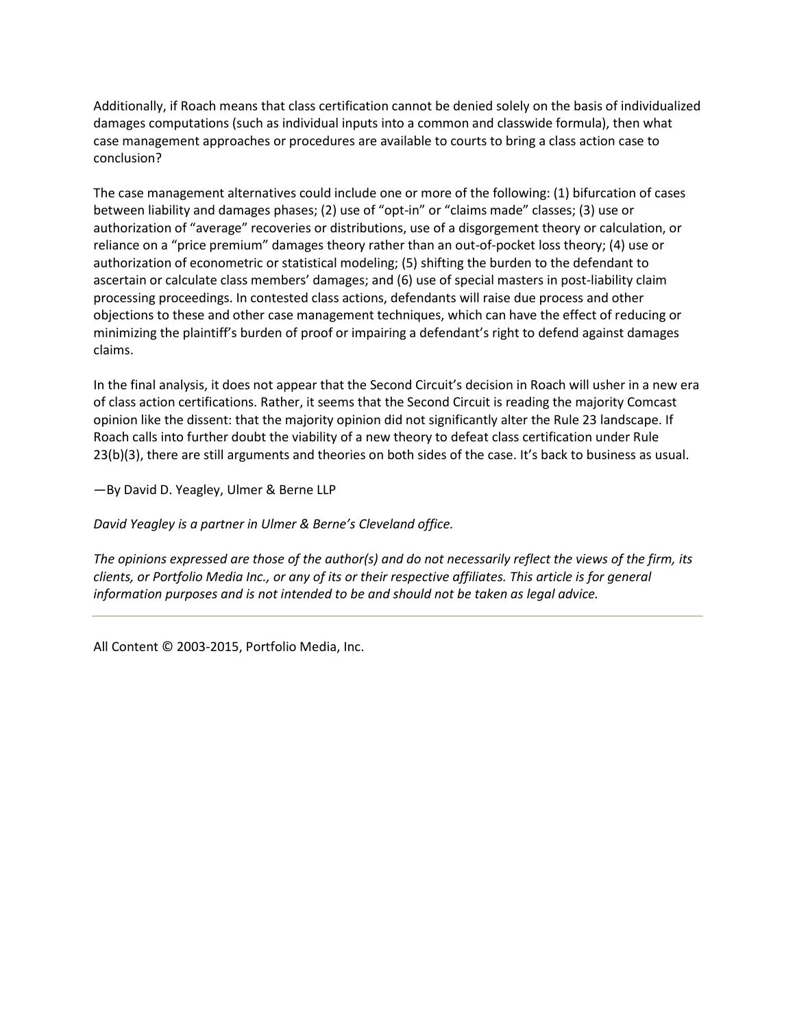Additionally, if Roach means that class certification cannot be denied solely on the basis of individualized damages computations (such as individual inputs into a common and classwide formula), then what case management approaches or procedures are available to courts to bring a class action case to conclusion?

The case management alternatives could include one or more of the following: (1) bifurcation of cases between liability and damages phases; (2) use of "opt-in" or "claims made" classes; (3) use or authorization of "average" recoveries or distributions, use of a disgorgement theory or calculation, or reliance on a "price premium" damages theory rather than an out-of-pocket loss theory; (4) use or authorization of econometric or statistical modeling; (5) shifting the burden to the defendant to ascertain or calculate class members' damages; and (6) use of special masters in post-liability claim processing proceedings. In contested class actions, defendants will raise due process and other objections to these and other case management techniques, which can have the effect of reducing or minimizing the plaintiff's burden of proof or impairing a defendant's right to defend against damages claims.

In the final analysis, it does not appear that the Second Circuit's decision in Roach will usher in a new era of class action certifications. Rather, it seems that the Second Circuit is reading the majority Comcast opinion like the dissent: that the majority opinion did not significantly alter the Rule 23 landscape. If Roach calls into further doubt the viability of a new theory to defeat class certification under Rule 23(b)(3), there are still arguments and theories on both sides of the case. It's back to business as usual.

—By David D. Yeagley, Ulmer & Berne LLP

*David Yeagley is a partner in Ulmer & Berne's Cleveland office.*

*The opinions expressed are those of the author(s) and do not necessarily reflect the views of the firm, its clients, or Portfolio Media Inc., or any of its or their respective affiliates. This article is for general information purposes and is not intended to be and should not be taken as legal advice.*

---

All Content © 2003-2015, Portfolio Media, Inc.